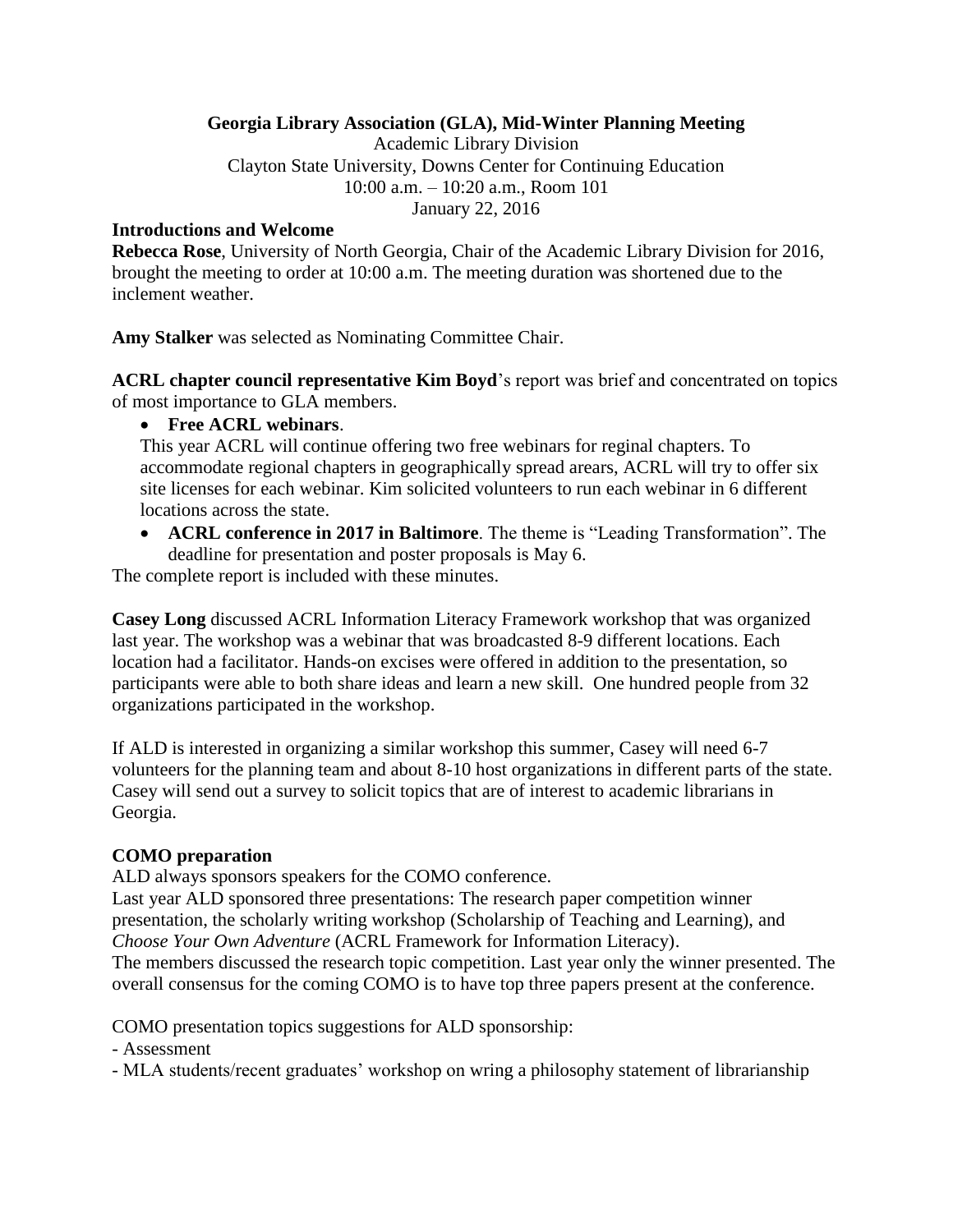**Georgia Library Association (GLA), Mid-Winter Planning Meeting**

Academic Library Division
Clayton State University, Downs Center for Continuing Education
10:00 a.m. – 10:20 a.m., Room 101
January 22, 2016

**Introductions and Welcome**

**Rebecca Rose**, University of North Georgia, Chair of the Academic Library Division for 2016, brought the meeting to order at 10:00 a.m. The meeting duration was shortened due to the inclement weather.

**Amy Stalker** was selected as Nominating Committee Chair.

**ACRL chapter council representative Kim Boyd**'s report was brief and concentrated on topics of most importance to GLA members.

- **Free ACRL webinars**.
  This year ACRL will continue offering two free webinars for reginal chapters. To accommodate regional chapters in geographically spread arears, ACRL will try to offer six site licenses for each webinar. Kim solicited volunteers to run each webinar in 6 different locations across the state.
- **ACRL conference in 2017 in Baltimore**. The theme is "Leading Transformation". The deadline for presentation and poster proposals is May 6.

The complete report is included with these minutes.

**Casey Long** discussed ACRL Information Literacy Framework workshop that was organized last year. The workshop was a webinar that was broadcasted 8-9 different locations. Each location had a facilitator. Hands-on excises were offered in addition to the presentation, so participants were able to both share ideas and learn a new skill. One hundred people from 32 organizations participated in the workshop.

If ALD is interested in organizing a similar workshop this summer, Casey will need 6-7 volunteers for the planning team and about 8-10 host organizations in different parts of the state. Casey will send out a survey to solicit topics that are of interest to academic librarians in Georgia.

**COMO preparation**

ALD always sponsors speakers for the COMO conference.
Last year ALD sponsored three presentations: The research paper competition winner presentation, the scholarly writing workshop (Scholarship of Teaching and Learning), and *Choose Your Own Adventure* (ACRL Framework for Information Literacy).
The members discussed the research topic competition. Last year only the winner presented. The overall consensus for the coming COMO is to have top three papers present at the conference.

COMO presentation topics suggestions for ALD sponsorship:

- Assessment
- MLA students/recent graduates' workshop on wring a philosophy statement of librarianship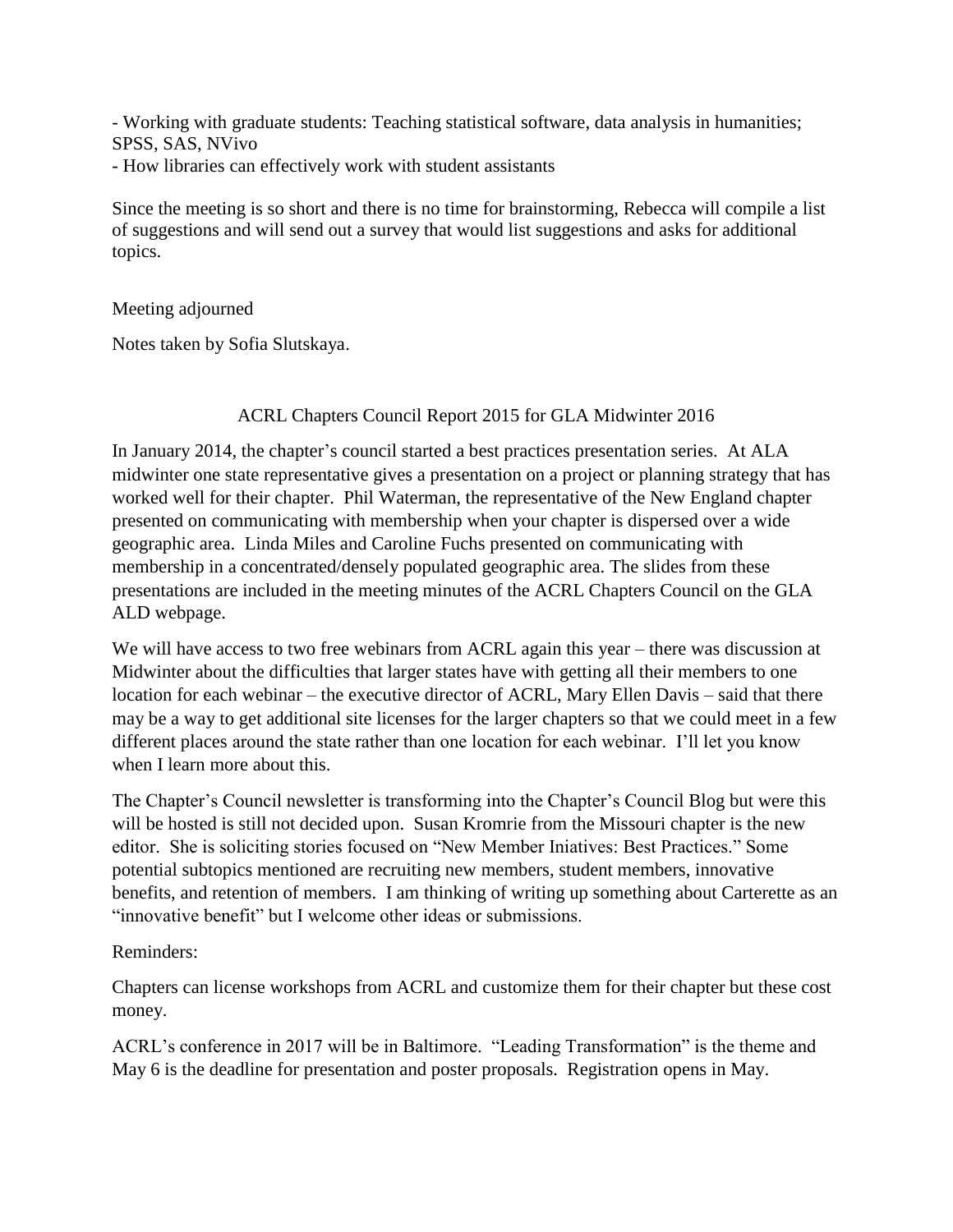- Working with graduate students: Teaching statistical software, data analysis in humanities; SPSS, SAS, NVivo
- How libraries can effectively work with student assistants

Since the meeting is so short and there is no time for brainstorming, Rebecca will compile a list of suggestions and will send out a survey that would list suggestions and asks for additional topics.

Meeting adjourned

Notes taken by Sofia Slutskaya.

## ACRL Chapters Council Report 2015 for GLA Midwinter 2016

In January 2014, the chapter's council started a best practices presentation series. At ALA midwinter one state representative gives a presentation on a project or planning strategy that has worked well for their chapter. Phil Waterman, the representative of the New England chapter presented on communicating with membership when your chapter is dispersed over a wide geographic area. Linda Miles and Caroline Fuchs presented on communicating with membership in a concentrated/densely populated geographic area. The slides from these presentations are included in the meeting minutes of the ACRL Chapters Council on the GLA ALD webpage.

We will have access to two free webinars from ACRL again this year – there was discussion at Midwinter about the difficulties that larger states have with getting all their members to one location for each webinar – the executive director of ACRL, Mary Ellen Davis – said that there may be a way to get additional site licenses for the larger chapters so that we could meet in a few different places around the state rather than one location for each webinar. I'll let you know when I learn more about this.

The Chapter's Council newsletter is transforming into the Chapter's Council Blog but were this will be hosted is still not decided upon. Susan Kromrie from the Missouri chapter is the new editor. She is soliciting stories focused on "New Member Iniatives: Best Practices." Some potential subtopics mentioned are recruiting new members, student members, innovative benefits, and retention of members. I am thinking of writing up something about Carterette as an "innovative benefit" but I welcome other ideas or submissions.

Reminders:

Chapters can license workshops from ACRL and customize them for their chapter but these cost money.

ACRL's conference in 2017 will be in Baltimore. "Leading Transformation" is the theme and May 6 is the deadline for presentation and poster proposals. Registration opens in May.